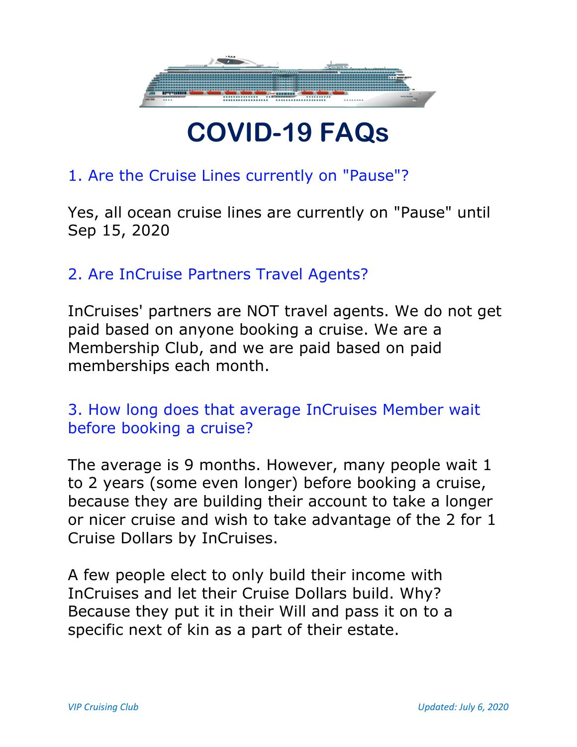# COVID-19 FAQs

## 1. Are the Cruise Lines currently on "Pause"?

Yes, all ocean cruise lines are currently on "Pause" until Sep 15, 2020

## 2. Are InCruise Partners Travel Agents?

InCruises' partners are NOT travel agents. We do not get paid based on anyone booking a cruise. We are a Membership Club, and we are paid based on paid memberships each month.

## 3. How long does that average InCruises Member wait before booking a cruise?

The average is 9 months. However, many people wait 1 to 2 years (some even longer) before booking a cruise, because they are building their account to take a longer or nicer cruise and wish to take advantage of the 2 for 1 Cruise Dollars by InCruises.

A few people elect to only build their income with InCruises and let their Cruise Dollars build. Why? Because they put it in their Will and pass it on to a specific next of kin as a part of their estate.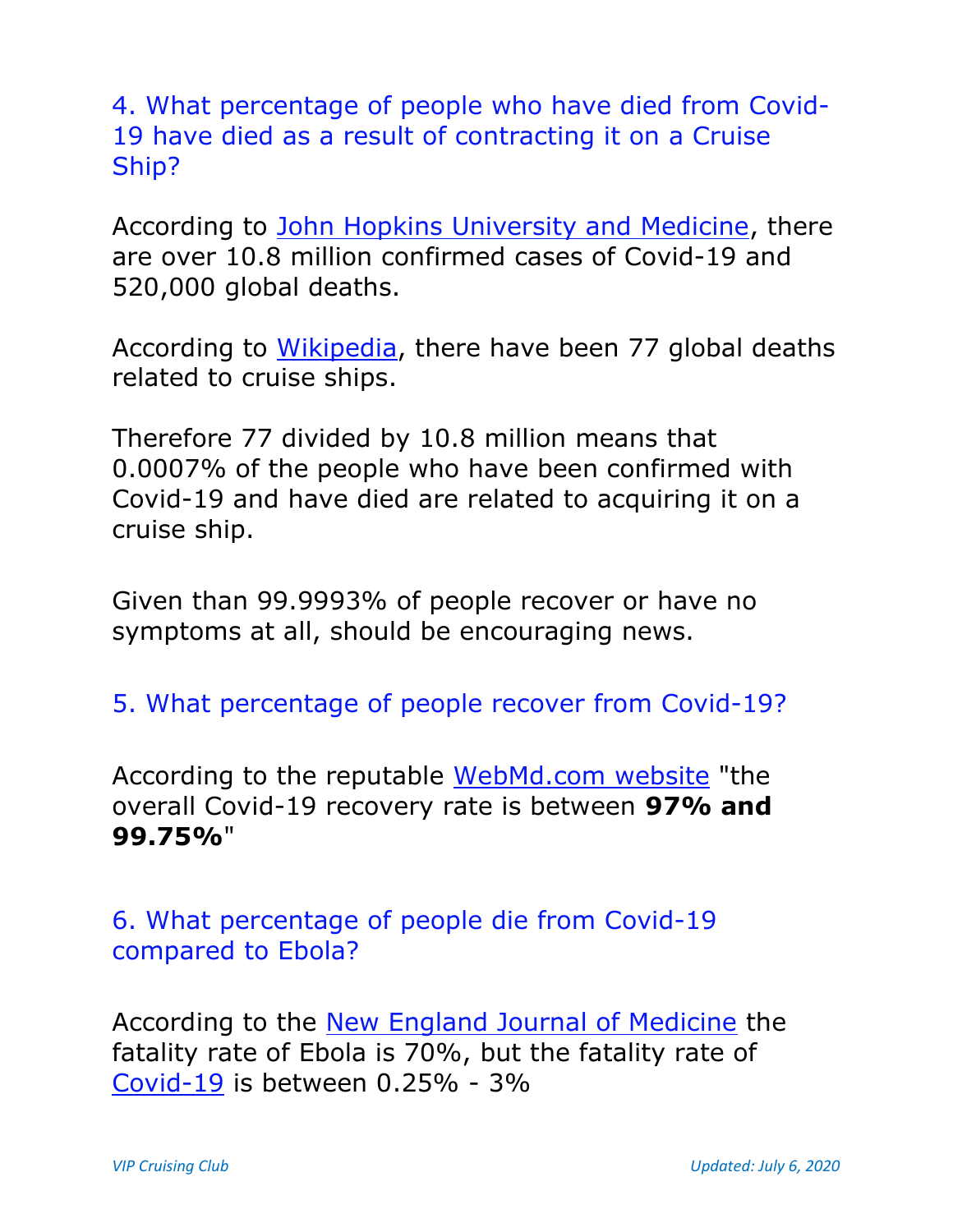### 4. What percentage of people who have died from Covid-19 have died as a result of contracting it on a Cruise Ship?

According to [John Hopkins University and Medicine](), there are over 10.8 million confirmed cases of Covid-19 and 520,000 global deaths.

According to [Wikipedia](), there have been 77 global deaths related to cruise ships.

Therefore 77 divided by 10.8 million means that 0.0007% of the people who have been confirmed with Covid-19 and have died are related to acquiring it on a cruise ship.

Given than 99.9993% of people recover or have no symptoms at all, should be encouraging news.

### 5. What percentage of people recover from Covid-19?

According to the reputable [WebMd.com website]() "the overall Covid-19 recovery rate is between **97% and 99.75%**"

### 6. What percentage of people die from Covid-19 compared to Ebola?

According to the [New England Journal of Medicine]() the fatality rate of Ebola is 70%, but the fatality rate of [Covid-19]() is between 0.25% - 3%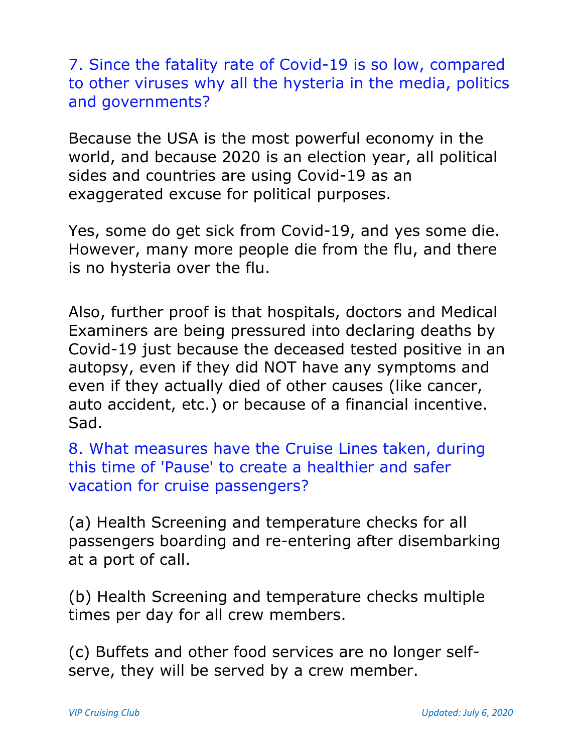### 7. Since the fatality rate of Covid-19 is so low, compared to other viruses why all the hysteria in the media, politics and governments?

Because the USA is the most powerful economy in the world, and because 2020 is an election year, all political sides and countries are using Covid-19 as an exaggerated excuse for political purposes.

Yes, some do get sick from Covid-19, and yes some die. However, many more people die from the flu, and there is no hysteria over the flu.

Also, further proof is that hospitals, doctors and Medical Examiners are being pressured into declaring deaths by Covid-19 just because the deceased tested positive in an autopsy, even if they did NOT have any symptoms and even if they actually died of other causes (like cancer, auto accident, etc.) or because of a financial incentive. Sad.

### 8. What measures have the Cruise Lines taken, during this time of 'Pause' to create a healthier and safer vacation for cruise passengers?

(a) Health Screening and temperature checks for all passengers boarding and re-entering after disembarking at a port of call.

(b) Health Screening and temperature checks multiple times per day for all crew members.

(c) Buffets and other food services are no longer self-serve, they will be served by a crew member.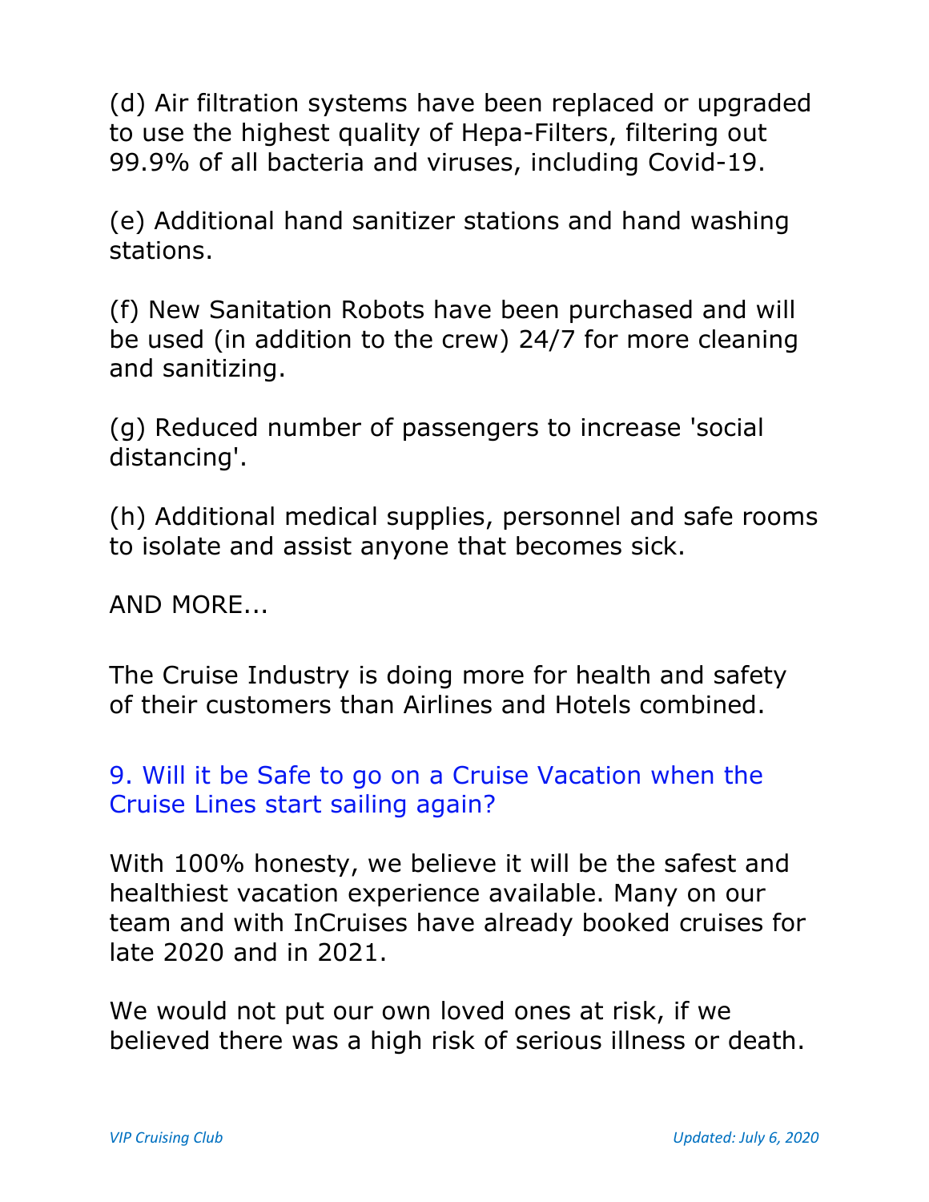(d) Air filtration systems have been replaced or upgraded to use the highest quality of Hepa-Filters, filtering out 99.9% of all bacteria and viruses, including Covid-19.

(e) Additional hand sanitizer stations and hand washing stations.

(f) New Sanitation Robots have been purchased and will be used (in addition to the crew) 24/7 for more cleaning and sanitizing.

(g) Reduced number of passengers to increase 'social distancing'.

(h) Additional medical supplies, personnel and safe rooms to isolate and assist anyone that becomes sick.

AND MORE...

The Cruise Industry is doing more for health and safety of their customers than Airlines and Hotels combined.

## 9. Will it be Safe to go on a Cruise Vacation when the Cruise Lines start sailing again?

With 100% honesty, we believe it will be the safest and healthiest vacation experience available. Many on our team and with InCruises have already booked cruises for late 2020 and in 2021.

We would not put our own loved ones at risk, if we believed there was a high risk of serious illness or death.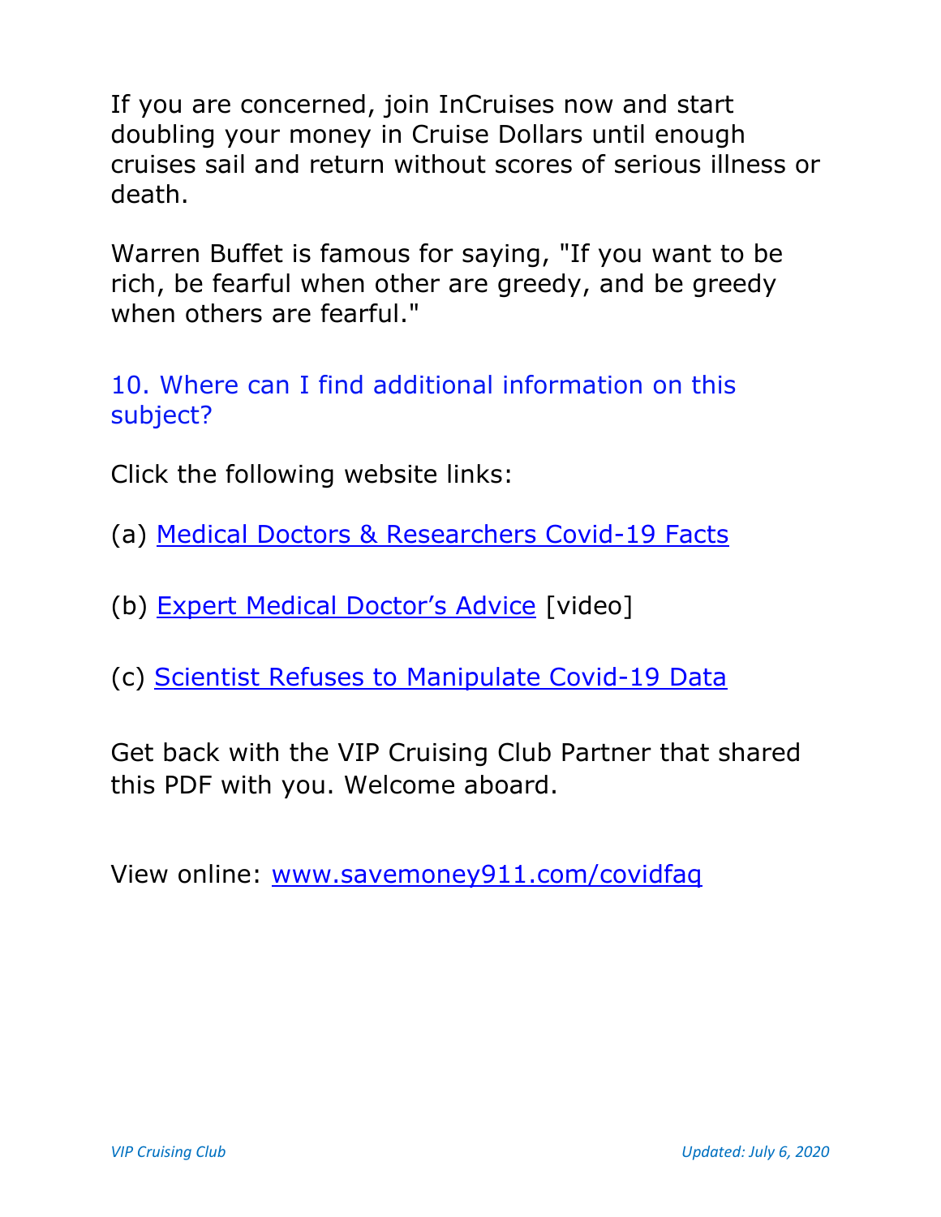If you are concerned, join InCruises now and start doubling your money in Cruise Dollars until enough cruises sail and return without scores of serious illness or death.

Warren Buffet is famous for saying, "If you want to be rich, be fearful when other are greedy, and be greedy when others are fearful."

## 10. Where can I find additional information on this subject?

Click the following website links:

(a) Medical Doctors & Researchers Covid-19 Facts

(b) Expert Medical Doctor's Advice [video]

(c) Scientist Refuses to Manipulate Covid-19 Data

Get back with the VIP Cruising Club Partner that shared this PDF with you. Welcome aboard.

View online: www.savemoney911.com/covidfaq